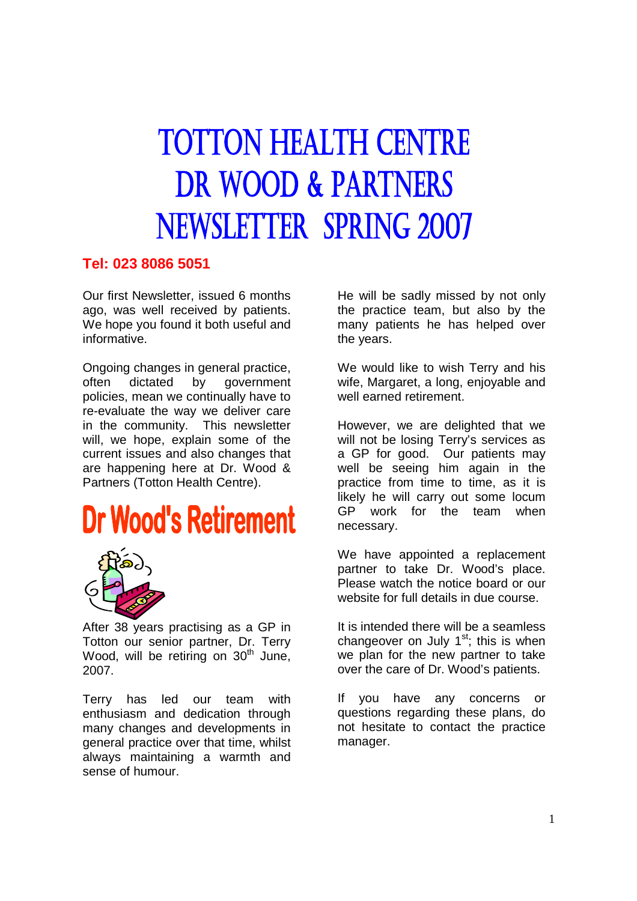# TOTTON HEALTH CENTRE
# DR WOOD & PARTNERS
# NEWSLETTER SPRING 2007

**Tel: 023 8086 5051**

Our first Newsletter, issued 6 months ago, was well received by patients. We hope you found it both useful and informative.

Ongoing changes in general practice, often dictated by government policies, mean we continually have to re-evaluate the way we deliver care in the community. This newsletter will, we hope, explain some of the current issues and also changes that are happening here at Dr. Wood & Partners (Totton Health Centre).

## Dr Wood's Retirement

After 38 years practising as a GP in Totton our senior partner, Dr. Terry Wood, will be retiring on 30th June, 2007.

Terry has led our team with enthusiasm and dedication through many changes and developments in general practice over that time, whilst always maintaining a warmth and sense of humour.

He will be sadly missed by not only the practice team, but also by the many patients he has helped over the years.

We would like to wish Terry and his wife, Margaret, a long, enjoyable and well earned retirement.

However, we are delighted that we will not be losing Terry's services as a GP for good. Our patients may well be seeing him again in the practice from time to time, as it is likely he will carry out some locum GP work for the team when necessary.

We have appointed a replacement partner to take Dr. Wood's place. Please watch the notice board or our website for full details in due course.

It is intended there will be a seamless changeover on July 1st; this is when we plan for the new partner to take over the care of Dr. Wood's patients.

If you have any concerns or questions regarding these plans, do not hesitate to contact the practice manager.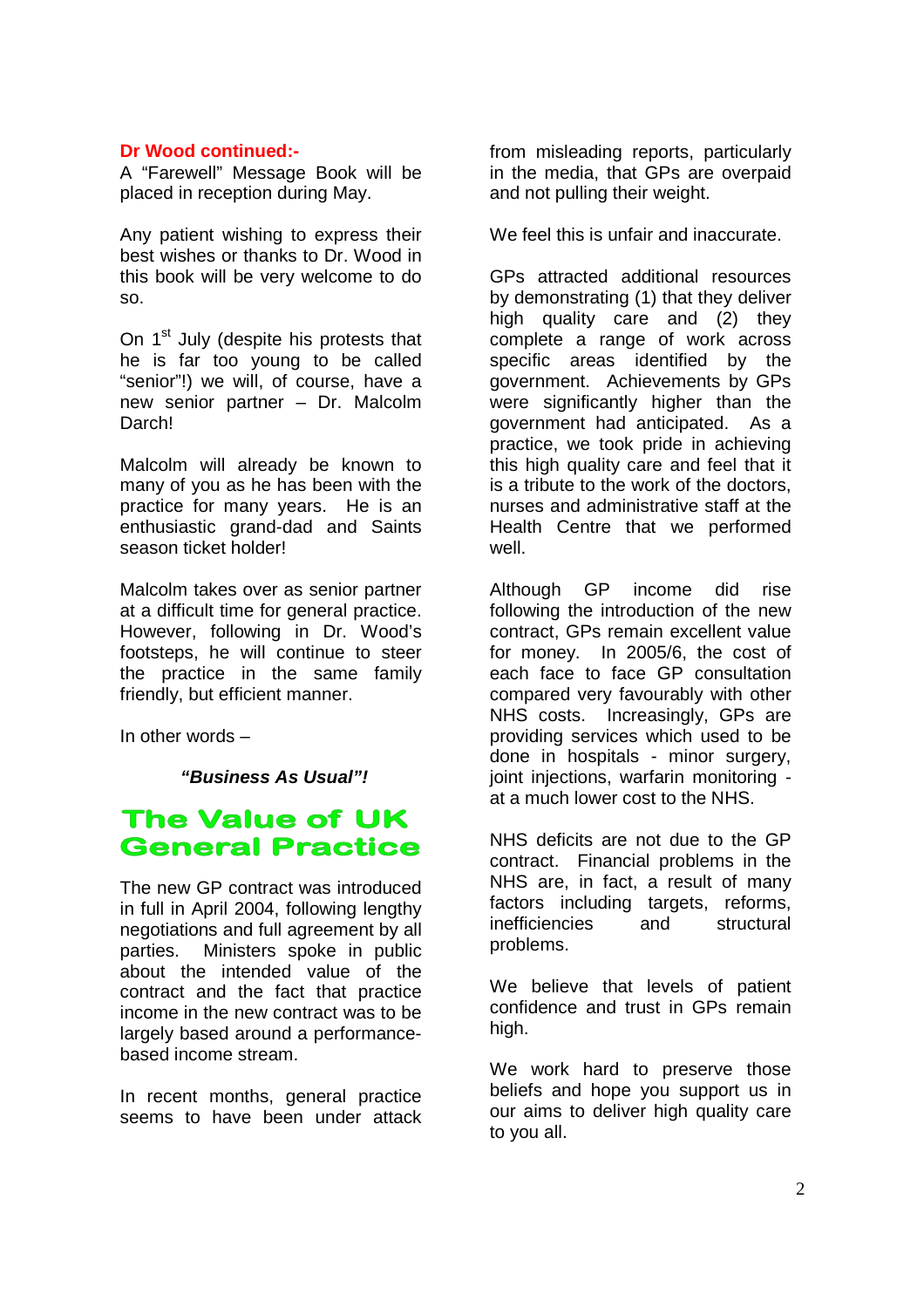**Dr Wood continued:-**

A "Farewell" Message Book will be placed in reception during May.

Any patient wishing to express their best wishes or thanks to Dr. Wood in this book will be very welcome to do so.

On 1st July (despite his protests that he is far too young to be called "senior"!) we will, of course, have a new senior partner – Dr. Malcolm Darch!

Malcolm will already be known to many of you as he has been with the practice for many years. He is an enthusiastic grand-dad and Saints season ticket holder!

Malcolm takes over as senior partner at a difficult time for general practice. However, following in Dr. Wood's footsteps, he will continue to steer the practice in the same family friendly, but efficient manner.

In other words –

***"Business As Usual"!***

## The Value of UK General Practice

The new GP contract was introduced in full in April 2004, following lengthy negotiations and full agreement by all parties. Ministers spoke in public about the intended value of the contract and the fact that practice income in the new contract was to be largely based around a performance-based income stream.

In recent months, general practice seems to have been under attack from misleading reports, particularly in the media, that GPs are overpaid and not pulling their weight.

We feel this is unfair and inaccurate.

GPs attracted additional resources by demonstrating (1) that they deliver high quality care and (2) they complete a range of work across specific areas identified by the government. Achievements by GPs were significantly higher than the government had anticipated. As a practice, we took pride in achieving this high quality care and feel that it is a tribute to the work of the doctors, nurses and administrative staff at the Health Centre that we performed well.

Although GP income did rise following the introduction of the new contract, GPs remain excellent value for money. In 2005/6, the cost of each face to face GP consultation compared very favourably with other NHS costs. Increasingly, GPs are providing services which used to be done in hospitals - minor surgery, joint injections, warfarin monitoring - at a much lower cost to the NHS.

NHS deficits are not due to the GP contract. Financial problems in the NHS are, in fact, a result of many factors including targets, reforms, inefficiencies and structural problems.

We believe that levels of patient confidence and trust in GPs remain high.

We work hard to preserve those beliefs and hope you support us in our aims to deliver high quality care to you all.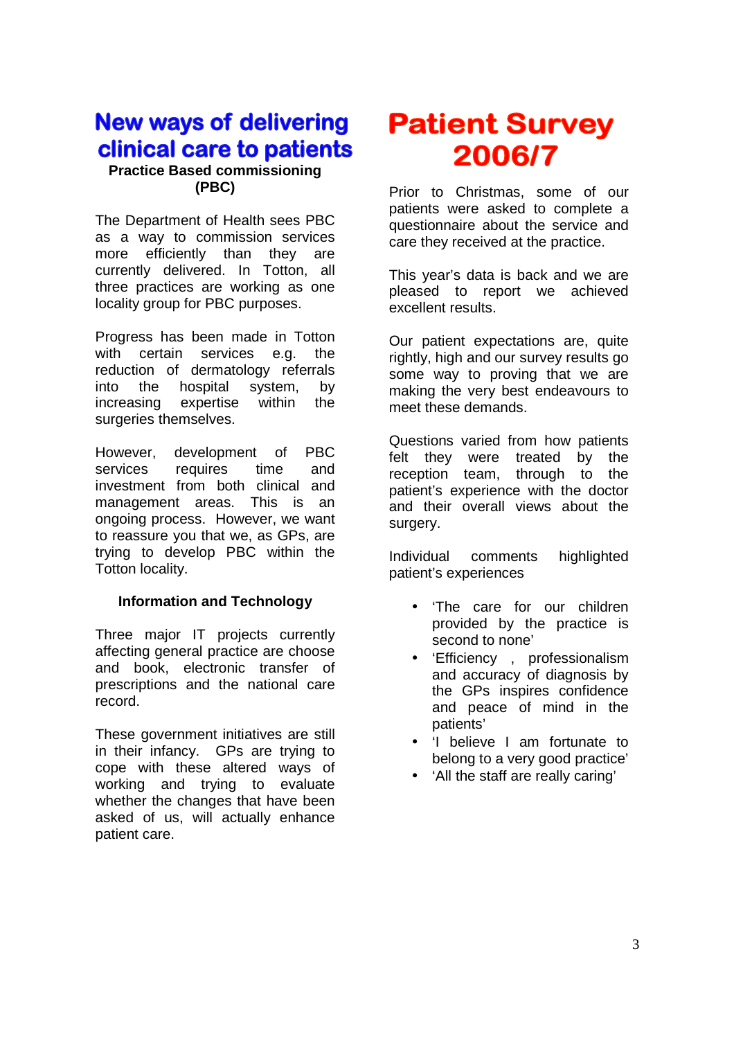# New ways of delivering clinical care to patients

### Practice Based commissioning (PBC)

The Department of Health sees PBC as a way to commission services more efficiently than they are currently delivered. In Totton, all three practices are working as one locality group for PBC purposes.

Progress has been made in Totton with certain services e.g. the reduction of dermatology referrals into the hospital system, by increasing expertise within the surgeries themselves.

However, development of PBC services requires time and investment from both clinical and management areas. This is an ongoing process. However, we want to reassure you that we, as GPs, are trying to develop PBC within the Totton locality.

### Information and Technology

Three major IT projects currently affecting general practice are choose and book, electronic transfer of prescriptions and the national care record.

These government initiatives are still in their infancy. GPs are trying to cope with these altered ways of working and trying to evaluate whether the changes that have been asked of us, will actually enhance patient care.

# Patient Survey 2006/7

Prior to Christmas, some of our patients were asked to complete a questionnaire about the service and care they received at the practice.

This year's data is back and we are pleased to report we achieved excellent results.

Our patient expectations are, quite rightly, high and our survey results go some way to proving that we are making the very best endeavours to meet these demands.

Questions varied from how patients felt they were treated by the reception team, through to the patient's experience with the doctor and their overall views about the surgery.

Individual comments highlighted patient's experiences

- 'The care for our children provided by the practice is second to none'
- 'Efficiency , professionalism and accuracy of diagnosis by the GPs inspires confidence and peace of mind in the patients'
- 'I believe I am fortunate to belong to a very good practice'
- 'All the staff are really caring'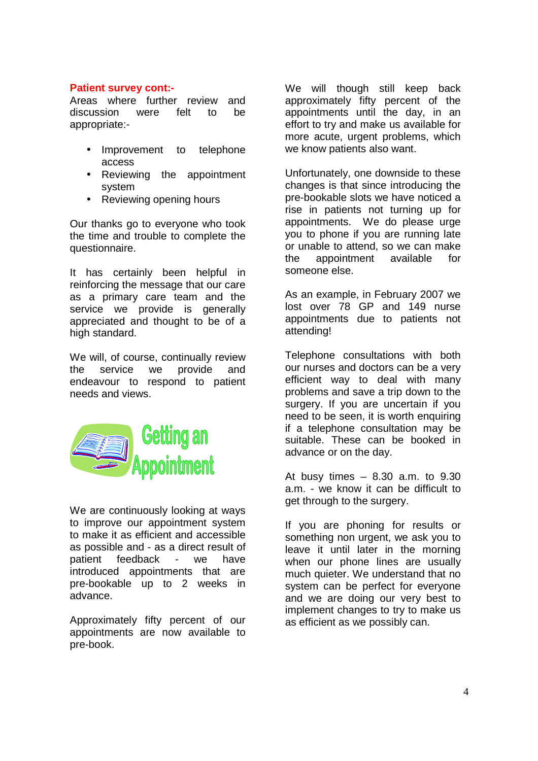**Patient survey cont:-**

Areas where further review and discussion were felt to be appropriate:-

- Improvement to telephone access
- Reviewing the appointment system
- Reviewing opening hours

Our thanks go to everyone who took the time and trouble to complete the questionnaire.

It has certainly been helpful in reinforcing the message that our care as a primary care team and the service we provide is generally appreciated and thought to be of a high standard.

We will, of course, continually review the service we provide and endeavour to respond to patient needs and views.

## Getting an Appointment

We are continuously looking at ways to improve our appointment system to make it as efficient and accessible as possible and - as a direct result of patient feedback - we have introduced appointments that are pre-bookable up to 2 weeks in advance.

Approximately fifty percent of our appointments are now available to pre-book.

We will though still keep back approximately fifty percent of the appointments until the day, in an effort to try and make us available for more acute, urgent problems, which we know patients also want.

Unfortunately, one downside to these changes is that since introducing the pre-bookable slots we have noticed a rise in patients not turning up for appointments. We do please urge you to phone if you are running late or unable to attend, so we can make the appointment available for someone else.

As an example, in February 2007 we lost over 78 GP and 149 nurse appointments due to patients not attending!

Telephone consultations with both our nurses and doctors can be a very efficient way to deal with many problems and save a trip down to the surgery. If you are uncertain if you need to be seen, it is worth enquiring if a telephone consultation may be suitable. These can be booked in advance or on the day.

At busy times – 8.30 a.m. to 9.30 a.m. - we know it can be difficult to get through to the surgery.

If you are phoning for results or something non urgent, we ask you to leave it until later in the morning when our phone lines are usually much quieter. We understand that no system can be perfect for everyone and we are doing our very best to implement changes to try to make us as efficient as we possibly can.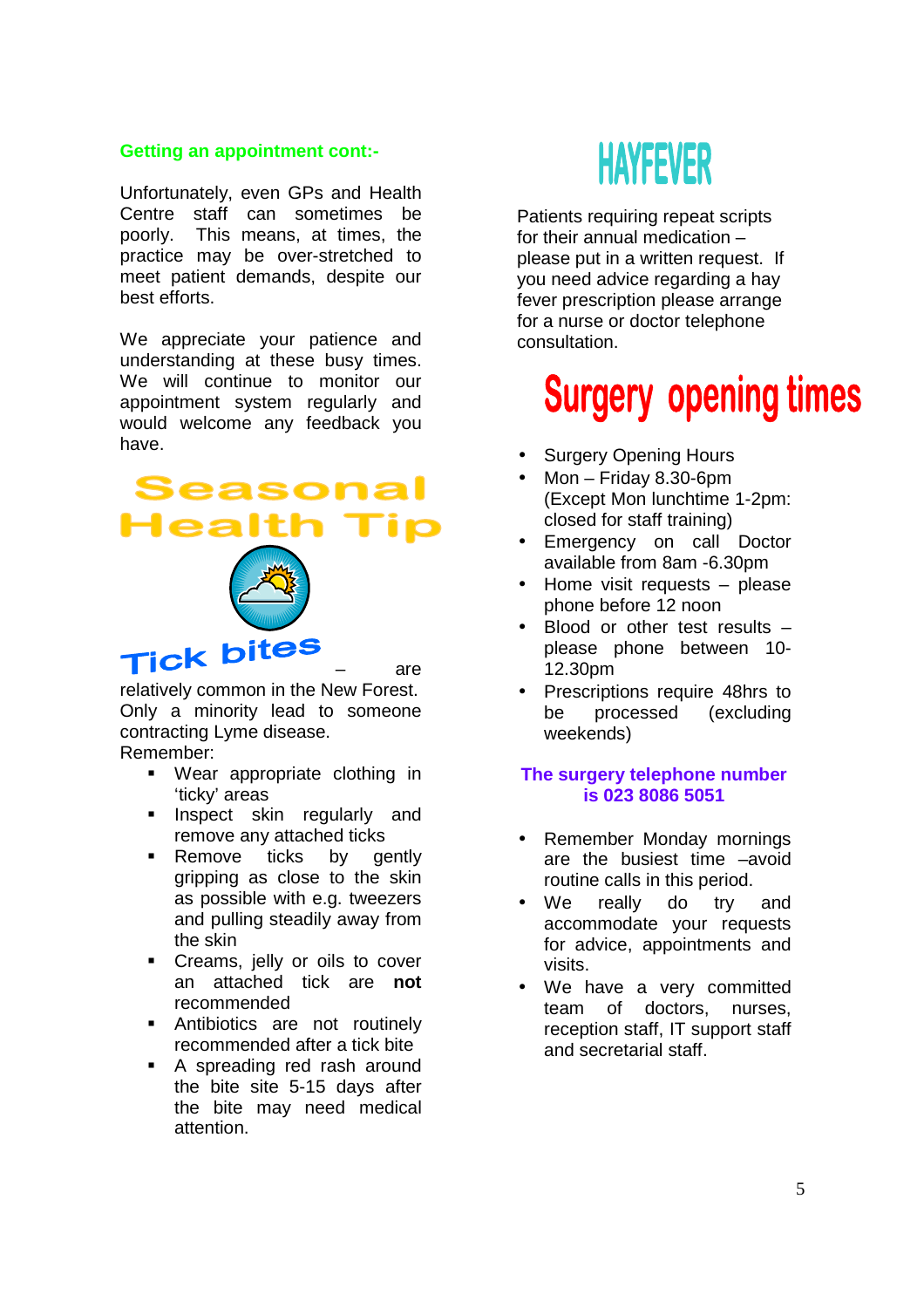### Getting an appointment cont:-

Unfortunately, even GPs and Health Centre staff can sometimes be poorly. This means, at times, the practice may be over-stretched to meet patient demands, despite our best efforts.

We appreciate your patience and understanding at these busy times. We will continue to monitor our appointment system regularly and would welcome any feedback you have.

## Seasonal Health Tip

**Tick bites** – are relatively common in the New Forest. Only a minority lead to someone contracting Lyme disease.

Remember:

- Wear appropriate clothing in 'ticky' areas
- Inspect skin regularly and remove any attached ticks
- Remove ticks by gently gripping as close to the skin as possible with e.g. tweezers and pulling steadily away from the skin
- Creams, jelly or oils to cover an attached tick are **not** recommended
- Antibiotics are not routinely recommended after a tick bite
- A spreading red rash around the bite site 5-15 days after the bite may need medical attention.

## HAYFEVER

Patients requiring repeat scripts for their annual medication – please put in a written request. If you need advice regarding a hay fever prescription please arrange for a nurse or doctor telephone consultation.

## Surgery opening times

- Surgery Opening Hours
- Mon – Friday 8.30-6pm (Except Mon lunchtime 1-2pm: closed for staff training)
- Emergency on call Doctor available from 8am -6.30pm
- Home visit requests – please phone before 12 noon
- Blood or other test results – please phone between 10-12.30pm
- Prescriptions require 48hrs to be processed (excluding weekends)

**The surgery telephone number is 023 8086 5051**

- Remember Monday mornings are the busiest time –avoid routine calls in this period.
- We really do try and accommodate your requests for advice, appointments and visits.
- We have a very committed team of doctors, nurses, reception staff, IT support staff and secretarial staff.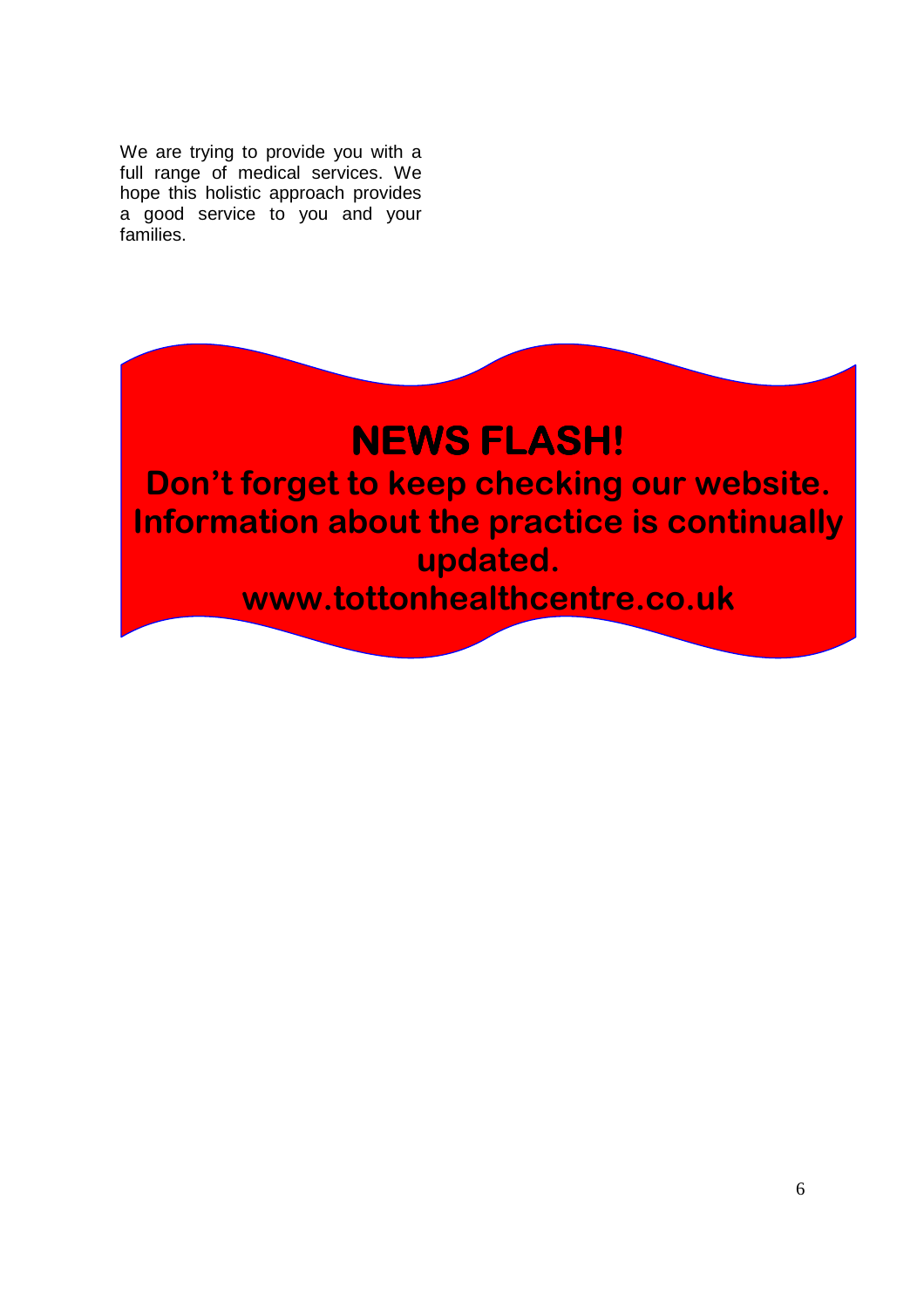We are trying to provide you with a full range of medical services. We hope this holistic approach provides a good service to you and your families.

## NEWS FLASH!

**Don't forget to keep checking our website. Information about the practice is continually updated.**

**www.tottonhealthcentre.co.uk**